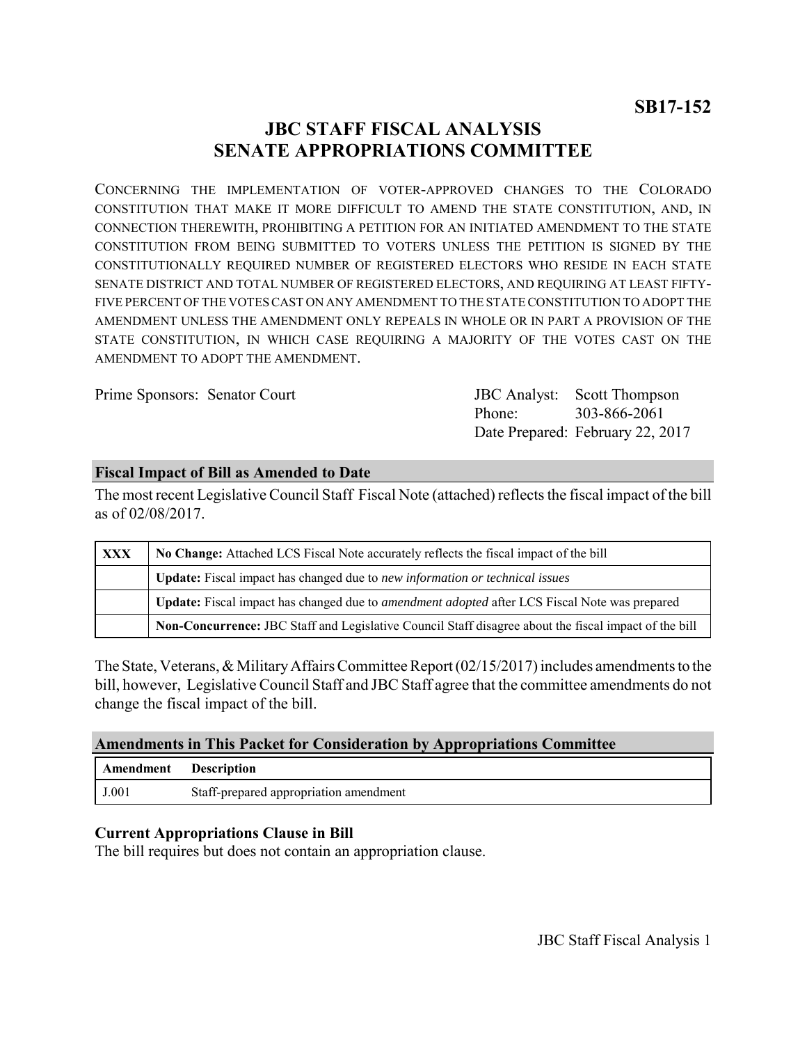**SB17-152**

# JBC STAFF FISCAL ANALYSIS
# SENATE APPROPRIATIONS COMMITTEE

CONCERNING THE IMPLEMENTATION OF VOTER-APPROVED CHANGES TO THE COLORADO CONSTITUTION THAT MAKE IT MORE DIFFICULT TO AMEND THE STATE CONSTITUTION, AND, IN CONNECTION THEREWITH, PROHIBITING A PETITION FOR AN INITIATED AMENDMENT TO THE STATE CONSTITUTION FROM BEING SUBMITTED TO VOTERS UNLESS THE PETITION IS SIGNED BY THE CONSTITUTIONALLY REQUIRED NUMBER OF REGISTERED ELECTORS WHO RESIDE IN EACH STATE SENATE DISTRICT AND TOTAL NUMBER OF REGISTERED ELECTORS, AND REQUIRING AT LEAST FIFTY-FIVE PERCENT OF THE VOTES CAST ON ANY AMENDMENT TO THE STATE CONSTITUTION TO ADOPT THE AMENDMENT UNLESS THE AMENDMENT ONLY REPEALS IN WHOLE OR IN PART A PROVISION OF THE STATE CONSTITUTION, IN WHICH CASE REQUIRING A MAJORITY OF THE VOTES CAST ON THE AMENDMENT TO ADOPT THE AMENDMENT.

Prime Sponsors: Senator Court

JBC Analyst: Scott Thompson
Phone: 303-866-2061
Date Prepared: February 22, 2017

## Fiscal Impact of Bill as Amended to Date

The most recent Legislative Council Staff Fiscal Note (attached) reflects the fiscal impact of the bill as of 02/08/2017.

| | |
|---|---|
| XXX | **No Change:** Attached LCS Fiscal Note accurately reflects the fiscal impact of the bill |
| | **Update:** Fiscal impact has changed due to *new information or technical issues* |
| | **Update:** Fiscal impact has changed due to *amendment adopted* after LCS Fiscal Note was prepared |
| | **Non-Concurrence:** JBC Staff and Legislative Council Staff disagree about the fiscal impact of the bill |

The State, Veterans, & Military Affairs Committee Report (02/15/2017) includes amendments to the bill, however, Legislative Council Staff and JBC Staff agree that the committee amendments do not change the fiscal impact of the bill.

## Amendments in This Packet for Consideration by Appropriations Committee

| Amendment | Description |
|---|---|
| J.001 | Staff-prepared appropriation amendment |

### Current Appropriations Clause in Bill

The bill requires but does not contain an appropriation clause.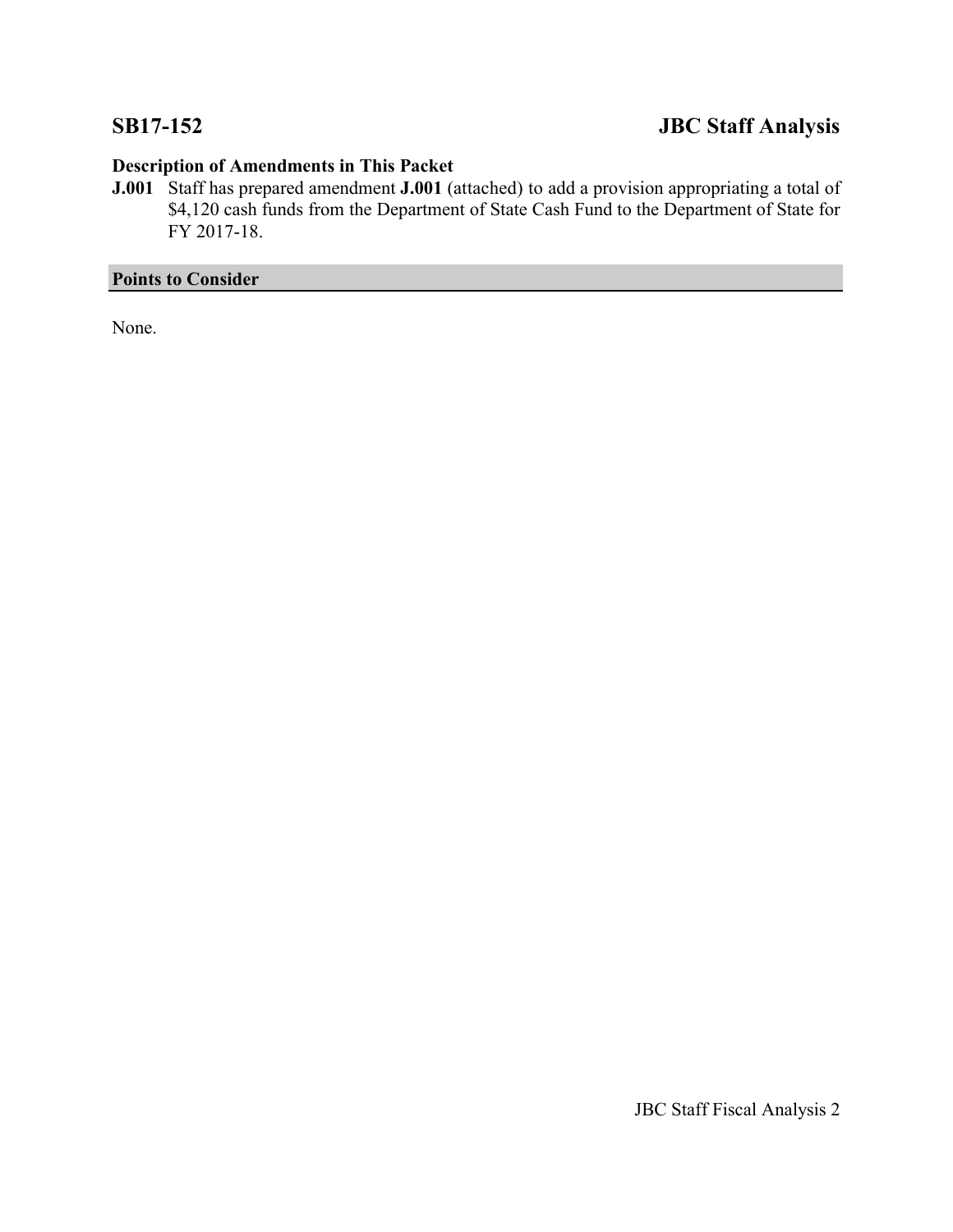# SB17-152 JBC Staff Analysis

**Description of Amendments in This Packet**

**J.001** Staff has prepared amendment **J.001** (attached) to add a provision appropriating a total of $4,120 cash funds from the Department of State Cash Fund to the Department of State for FY 2017-18.

## Points to Consider

None.